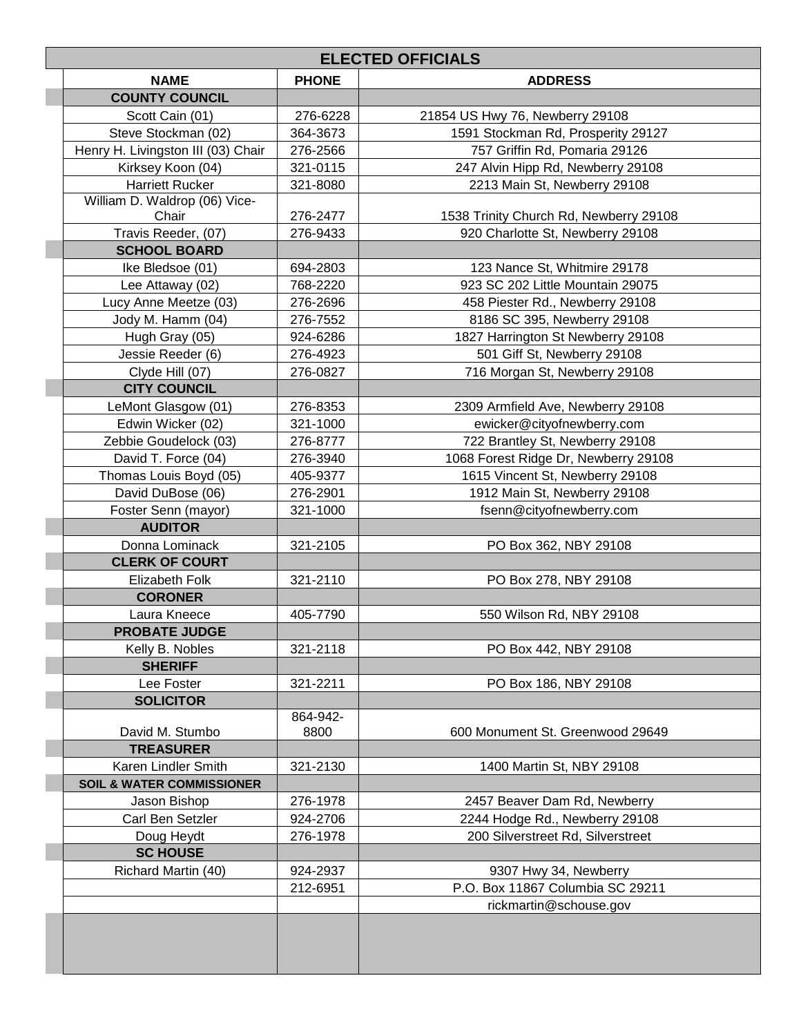# ELECTED OFFICIALS

| NAME | PHONE | ADDRESS |
|---|---|---|
| **COUNTY COUNCIL** | | |
| Scott Cain (01) | 276-6228 | 21854 US Hwy 76, Newberry 29108 |
| Steve Stockman (02) | 364-3673 | 1591 Stockman Rd, Prosperity 29127 |
| Henry H. Livingston III (03) Chair | 276-2566 | 757 Griffin Rd, Pomaria 29126 |
| Kirksey Koon (04) | 321-0115 | 247 Alvin Hipp Rd, Newberry 29108 |
| Harriett Rucker | 321-8080 | 2213 Main St, Newberry 29108 |
| William D. Waldrop (06) Vice-Chair | 276-2477 | 1538 Trinity Church Rd, Newberry 29108 |
| Travis Reeder, (07) | 276-9433 | 920 Charlotte St, Newberry 29108 |
| **SCHOOL BOARD** | | |
| Ike Bledsoe (01) | 694-2803 | 123 Nance St, Whitmire 29178 |
| Lee Attaway (02) | 768-2220 | 923 SC 202 Little Mountain 29075 |
| Lucy Anne Meetze (03) | 276-2696 | 458 Piester Rd., Newberry 29108 |
| Jody M. Hamm (04) | 276-7552 | 8186 SC 395, Newberry 29108 |
| Hugh Gray (05) | 924-6286 | 1827 Harrington St Newberry 29108 |
| Jessie Reeder (6) | 276-4923 | 501 Giff St, Newberry 29108 |
| Clyde Hill (07) | 276-0827 | 716 Morgan St, Newberry 29108 |
| **CITY COUNCIL** | | |
| LeMont Glasgow (01) | 276-8353 | 2309 Armfield Ave, Newberry 29108 |
| Edwin Wicker (02) | 321-1000 | ewicker@cityofnewberry.com |
| Zebbie Goudelock (03) | 276-8777 | 722 Brantley St, Newberry 29108 |
| David T. Force (04) | 276-3940 | 1068 Forest Ridge Dr, Newberry 29108 |
| Thomas Louis Boyd (05) | 405-9377 | 1615 Vincent St, Newberry 29108 |
| David DuBose (06) | 276-2901 | 1912 Main St, Newberry 29108 |
| Foster Senn (mayor) | 321-1000 | fsenn@cityofnewberry.com |
| **AUDITOR** | | |
| Donna Lominack | 321-2105 | PO Box 362, NBY 29108 |
| **CLERK OF COURT** | | |
| Elizabeth Folk | 321-2110 | PO Box 278, NBY 29108 |
| **CORONER** | | |
| Laura Kneece | 405-7790 | 550 Wilson Rd, NBY 29108 |
| **PROBATE JUDGE** | | |
| Kelly B. Nobles | 321-2118 | PO Box 442, NBY 29108 |
| **SHERIFF** | | |
| Lee Foster | 321-2211 | PO Box 186, NBY 29108 |
| **SOLICITOR** | | |
| David M. Stumbo | 864-942-8800 | 600 Monument St. Greenwood 29649 |
| **TREASURER** | | |
| Karen Lindler Smith | 321-2130 | 1400 Martin St, NBY 29108 |
| **SOIL & WATER COMMISSIONER** | | |
| Jason Bishop | 276-1978 | 2457 Beaver Dam Rd, Newberry |
| Carl Ben Setzler | 924-2706 | 2244 Hodge Rd., Newberry 29108 |
| Doug Heydt | 276-1978 | 200 Silverstreet Rd, Silverstreet |
| **SC HOUSE** | | |
| Richard Martin (40) | 924-2937 | 9307 Hwy 34, Newberry |
| | 212-6951 | P.O. Box 11867 Columbia SC 29211 |
| | | rickmartin@schouse.gov |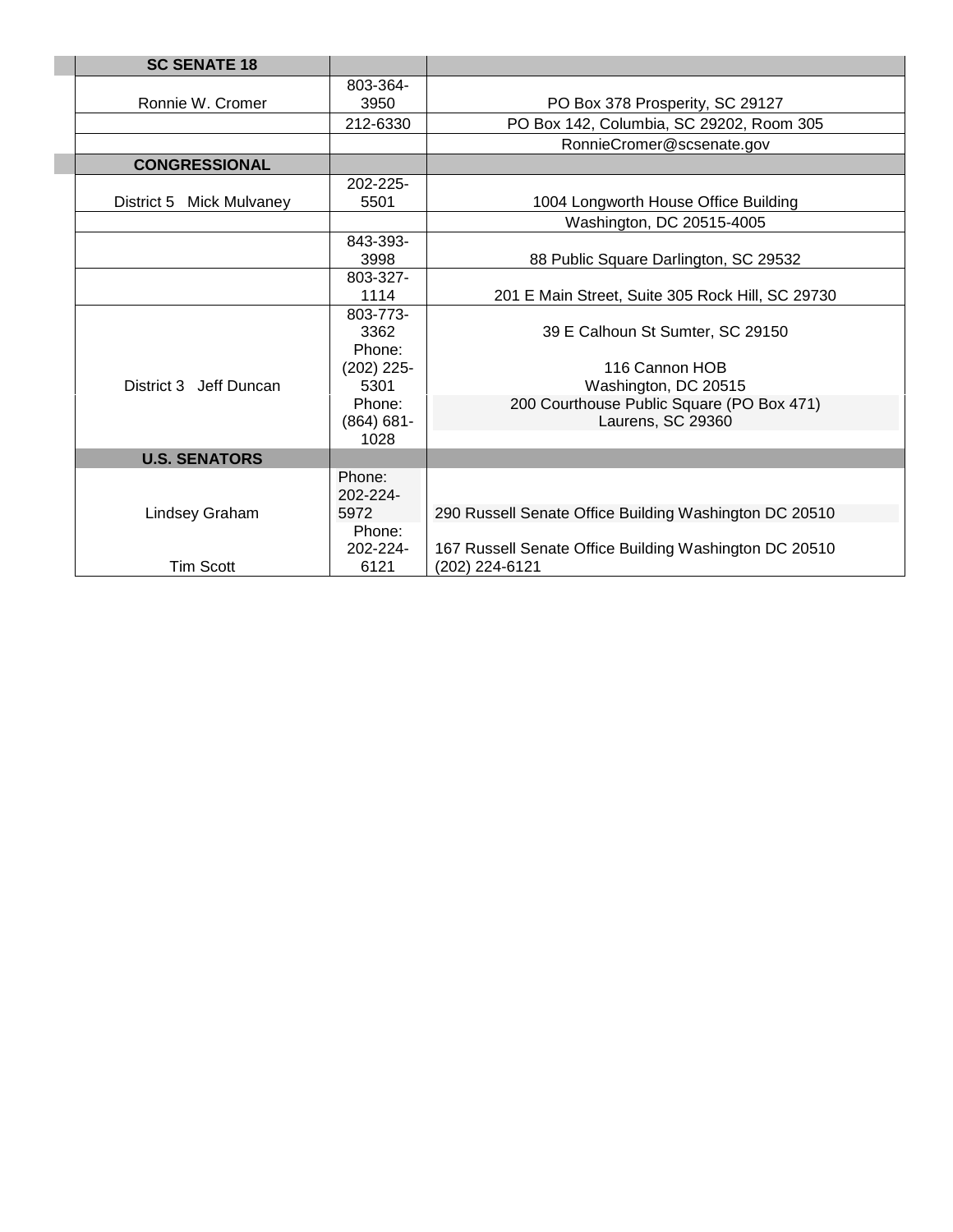| | | |
|---|---|---|
| **SC SENATE 18** | | |
| Ronnie W. Cromer | 803-364-3950 | PO Box 378 Prosperity, SC 29127 |
| | 212-6330 | PO Box 142, Columbia, SC 29202, Room 305 |
| | | RonnieCromer@scsenate.gov |
| **CONGRESSIONAL** | | |
| District 5 Mick Mulvaney | 202-225-5501 | 1004 Longworth House Office Building |
| | | Washington, DC 20515-4005 |
| | 843-393-3998 | 88 Public Square Darlington, SC 29532 |
| | 803-327-1114 | 201 E Main Street, Suite 305 Rock Hill, SC 29730 |
| District 3 Jeff Duncan | 803-773-3362 Phone: (202) 225-5301 | 39 E Calhoun St Sumter, SC 29150<br><br>116 Cannon HOB<br>Washington, DC 20515 |
| | Phone: (864) 681-1028 | 200 Courthouse Public Square (PO Box 471)<br>Laurens, SC 29360 |
| **U.S. SENATORS** | | |
| Lindsey Graham | Phone: 202-224-5972 | 290 Russell Senate Office Building Washington DC 20510 |
| Tim Scott | Phone: 202-224-6121 | 167 Russell Senate Office Building Washington DC 20510<br>(202) 224-6121 |